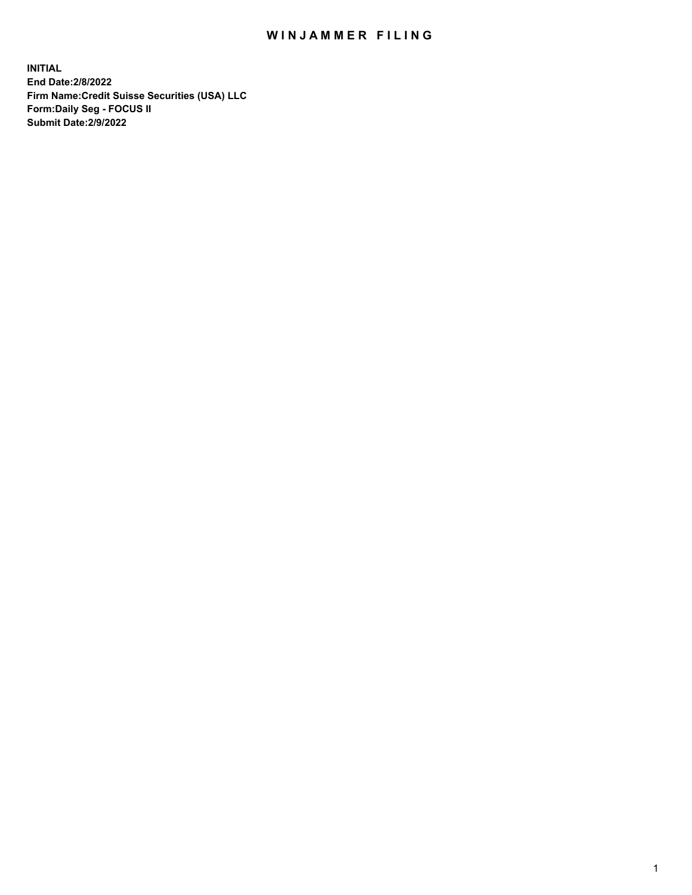# WINJAMMER FILING

**INITIAL**
**End Date:2/8/2022**
**Firm Name:Credit Suisse Securities (USA) LLC**
**Form:Daily Seg - FOCUS II**
**Submit Date:2/9/2022**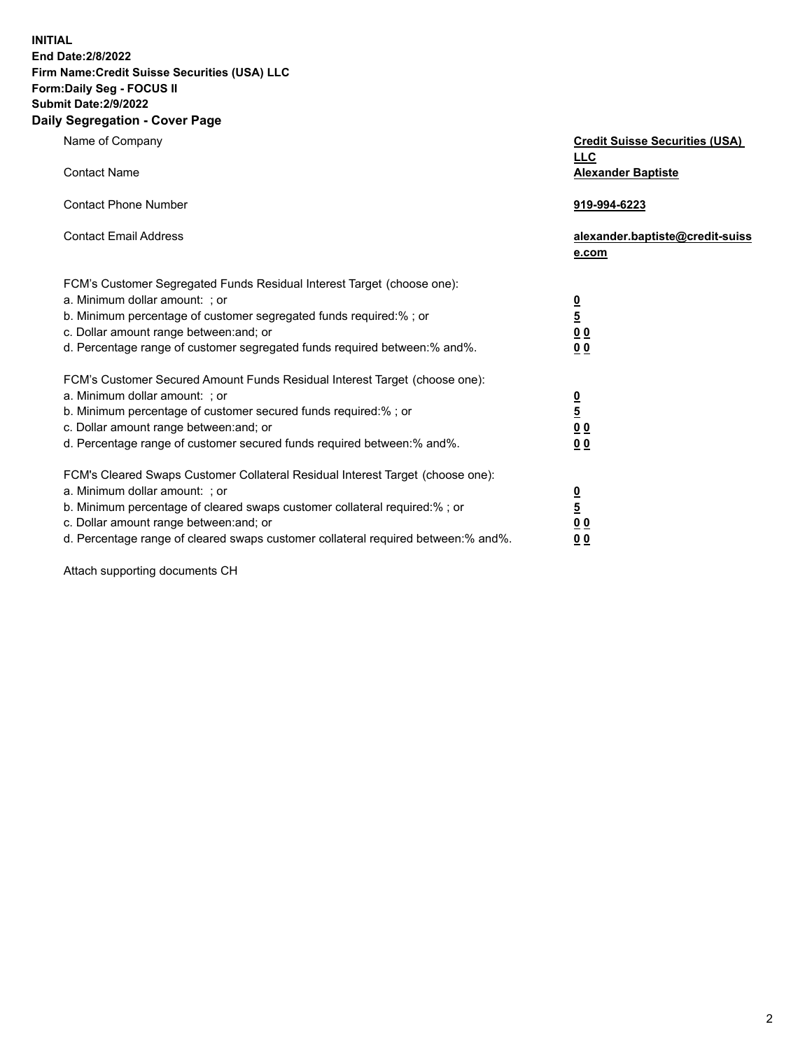**INITIAL**
**End Date:2/8/2022**
**Firm Name:Credit Suisse Securities (USA) LLC**
**Form:Daily Seg - FOCUS II**
**Submit Date:2/9/2022**

## Daily Segregation - Cover Page

| | |
|---|---|
| Name of Company | **Credit Suisse Securities (USA) LLC** |
| Contact Name | **Alexander Baptiste** |
| Contact Phone Number | **919-994-6223** |
| Contact Email Address | **alexander.baptiste@credit-suisse.com** |

FCM's Customer Segregated Funds Residual Interest Target (choose one):

| | |
|---|---|
| a. Minimum dollar amount: ; or | **0** |
| b. Minimum percentage of customer segregated funds required:% ; or | **5** |
| c. Dollar amount range between:and; or | **0 0** |
| d. Percentage range of customer segregated funds required between:% and%. | **0 0** |

FCM's Customer Secured Amount Funds Residual Interest Target (choose one):

| | |
|---|---|
| a. Minimum dollar amount: ; or | **0** |
| b. Minimum percentage of customer secured funds required:% ; or | **5** |
| c. Dollar amount range between:and; or | **0 0** |
| d. Percentage range of customer secured funds required between:% and%. | **0 0** |

FCM's Cleared Swaps Customer Collateral Residual Interest Target (choose one):

| | |
|---|---|
| a. Minimum dollar amount: ; or | **0** |
| b. Minimum percentage of cleared swaps customer collateral required:% ; or | **5** |
| c. Dollar amount range between:and; or | **0 0** |
| d. Percentage range of cleared swaps customer collateral required between:% and%. | **0 0** |

Attach supporting documents CH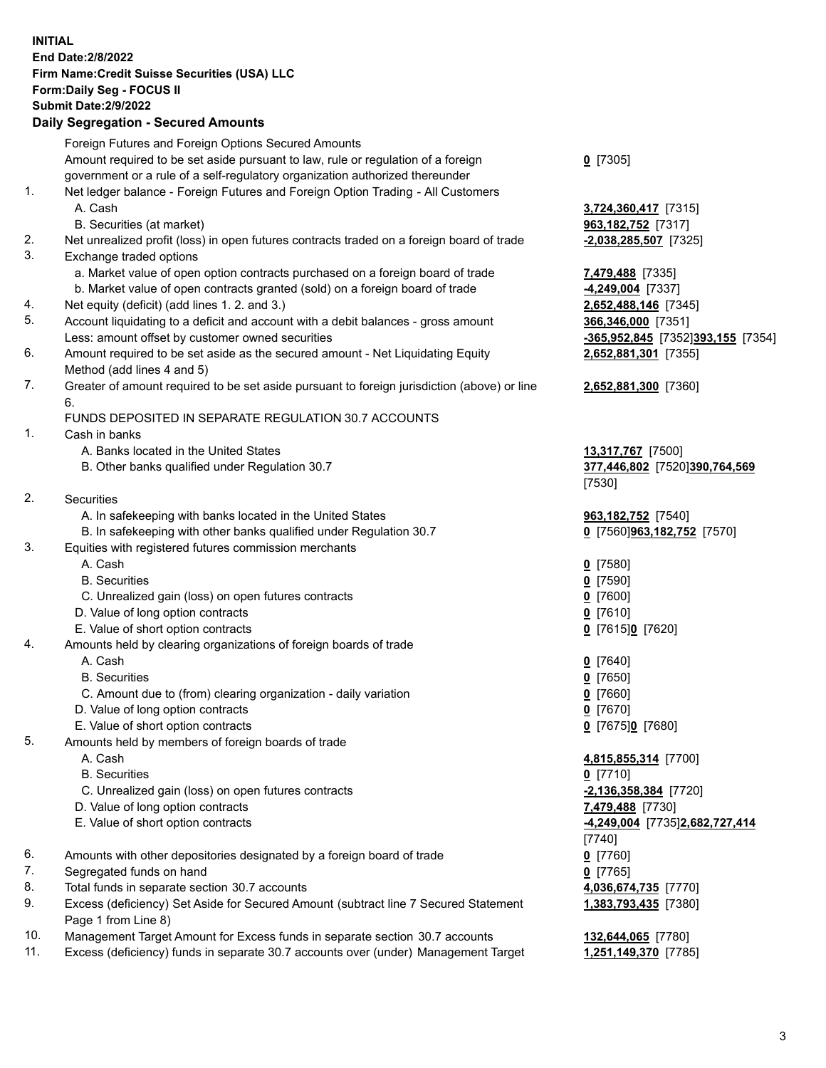**INITIAL**
**End Date:2/8/2022**
**Firm Name:Credit Suisse Securities (USA) LLC**
**Form:Daily Seg - FOCUS II**
**Submit Date:2/9/2022**

## Daily Segregation - Secured Amounts

| | | |
|---|---|---|
| | Foreign Futures and Foreign Options Secured Amounts | |
| | Amount required to be set aside pursuant to law, rule or regulation of a foreign government or a rule of a self-regulatory organization authorized thereunder | **0** [7305] |
| 1. | Net ledger balance - Foreign Futures and Foreign Option Trading - All Customers | |
| | A. Cash | **3,724,360,417** [7315] |
| | B. Securities (at market) | **963,182,752** [7317] |
| 2. | Net unrealized profit (loss) in open futures contracts traded on a foreign board of trade | **-2,038,285,507** [7325] |
| 3. | Exchange traded options | |
| | a. Market value of open option contracts purchased on a foreign board of trade | **7,479,488** [7335] |
| | b. Market value of open contracts granted (sold) on a foreign board of trade | **-4,249,004** [7337] |
| 4. | Net equity (deficit) (add lines 1. 2. and 3.) | **2,652,488,146** [7345] |
| 5. | Account liquidating to a deficit and account with a debit balances - gross amount | **366,346,000** [7351] |
| | Less: amount offset by customer owned securities | **-365,952,845** [7352]**393,155** [7354] |
| 6. | Amount required to be set aside as the secured amount - Net Liquidating Equity Method (add lines 4 and 5) | **2,652,881,301** [7355] |
| 7. | Greater of amount required to be set aside pursuant to foreign jurisdiction (above) or line 6. | **2,652,881,300** [7360] |
| | FUNDS DEPOSITED IN SEPARATE REGULATION 30.7 ACCOUNTS | |
| 1. | Cash in banks | |
| | A. Banks located in the United States | **13,317,767** [7500] |
| | B. Other banks qualified under Regulation 30.7 | **377,446,802** [7520]**390,764,569** [7530] |
| 2. | Securities | |
| | A. In safekeeping with banks located in the United States | **963,182,752** [7540] |
| | B. In safekeeping with other banks qualified under Regulation 30.7 | **0** [7560]**963,182,752** [7570] |
| 3. | Equities with registered futures commission merchants | |
| | A. Cash | **0** [7580] |
| | B. Securities | **0** [7590] |
| | C. Unrealized gain (loss) on open futures contracts | **0** [7600] |
| | D. Value of long option contracts | **0** [7610] |
| | E. Value of short option contracts | **0** [7615]**0** [7620] |
| 4. | Amounts held by clearing organizations of foreign boards of trade | |
| | A. Cash | **0** [7640] |
| | B. Securities | **0** [7650] |
| | C. Amount due to (from) clearing organization - daily variation | **0** [7660] |
| | D. Value of long option contracts | **0** [7670] |
| | E. Value of short option contracts | **0** [7675]**0** [7680] |
| 5. | Amounts held by members of foreign boards of trade | |
| | A. Cash | **4,815,855,314** [7700] |
| | B. Securities | **0** [7710] |
| | C. Unrealized gain (loss) on open futures contracts | **-2,136,358,384** [7720] |
| | D. Value of long option contracts | **7,479,488** [7730] |
| | E. Value of short option contracts | **-4,249,004** [7735]**2,682,727,414** [7740] |
| 6. | Amounts with other depositories designated by a foreign board of trade | **0** [7760] |
| 7. | Segregated funds on hand | **0** [7765] |
| 8. | Total funds in separate section 30.7 accounts | **4,036,674,735** [7770] |
| 9. | Excess (deficiency) Set Aside for Secured Amount (subtract line 7 Secured Statement Page 1 from Line 8) | **1,383,793,435** [7380] |
| 10. | Management Target Amount for Excess funds in separate section 30.7 accounts | **132,644,065** [7780] |
| 11. | Excess (deficiency) funds in separate 30.7 accounts over (under) Management Target | **1,251,149,370** [7785] |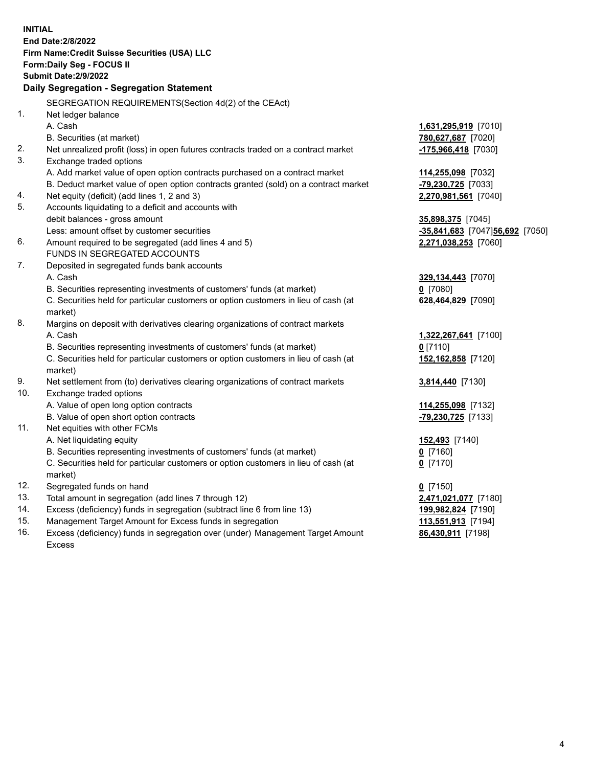**INITIAL**
**End Date:2/8/2022**
**Firm Name:Credit Suisse Securities (USA) LLC**
**Form:Daily Seg - FOCUS II**
**Submit Date:2/9/2022**

## Daily Segregation - Segregation Statement

SEGREGATION REQUIREMENTS(Section 4d(2) of the CEAct)

| | | |
|---|---|---|
| 1. | Net ledger balance | |
| | A. Cash | **1,631,295,919** [7010] |
| | B. Securities (at market) | **780,627,687** [7020] |
| 2. | Net unrealized profit (loss) in open futures contracts traded on a contract market | **-175,966,418** [7030] |
| 3. | Exchange traded options | |
| | A. Add market value of open option contracts purchased on a contract market | **114,255,098** [7032] |
| | B. Deduct market value of open option contracts granted (sold) on a contract market | **-79,230,725** [7033] |
| 4. | Net equity (deficit) (add lines 1, 2 and 3) | **2,270,981,561** [7040] |
| 5. | Accounts liquidating to a deficit and accounts with | |
| | debit balances - gross amount | **35,898,375** [7045] |
| | Less: amount offset by customer securities | **-35,841,683** [7047]**56,692** [7050] |
| 6. | Amount required to be segregated (add lines 4 and 5) | **2,271,038,253** [7060] |
| | FUNDS IN SEGREGATED ACCOUNTS | |
| 7. | Deposited in segregated funds bank accounts | |
| | A. Cash | **329,134,443** [7070] |
| | B. Securities representing investments of customers' funds (at market) | **0** [7080] |
| | C. Securities held for particular customers or option customers in lieu of cash (at market) | **628,464,829** [7090] |
| 8. | Margins on deposit with derivatives clearing organizations of contract markets | |
| | A. Cash | **1,322,267,641** [7100] |
| | B. Securities representing investments of customers' funds (at market) | **0** [7110] |
| | C. Securities held for particular customers or option customers in lieu of cash (at market) | **152,162,858** [7120] |
| 9. | Net settlement from (to) derivatives clearing organizations of contract markets | **3,814,440** [7130] |
| 10. | Exchange traded options | |
| | A. Value of open long option contracts | **114,255,098** [7132] |
| | B. Value of open short option contracts | **-79,230,725** [7133] |
| 11. | Net equities with other FCMs | |
| | A. Net liquidating equity | **152,493** [7140] |
| | B. Securities representing investments of customers' funds (at market) | **0** [7160] |
| | C. Securities held for particular customers or option customers in lieu of cash (at market) | **0** [7170] |
| 12. | Segregated funds on hand | **0** [7150] |
| 13. | Total amount in segregation (add lines 7 through 12) | **2,471,021,077** [7180] |
| 14. | Excess (deficiency) funds in segregation (subtract line 6 from line 13) | **199,982,824** [7190] |
| 15. | Management Target Amount for Excess funds in segregation | **113,551,913** [7194] |
| 16. | Excess (deficiency) funds in segregation over (under) Management Target Amount Excess | **86,430,911** [7198] |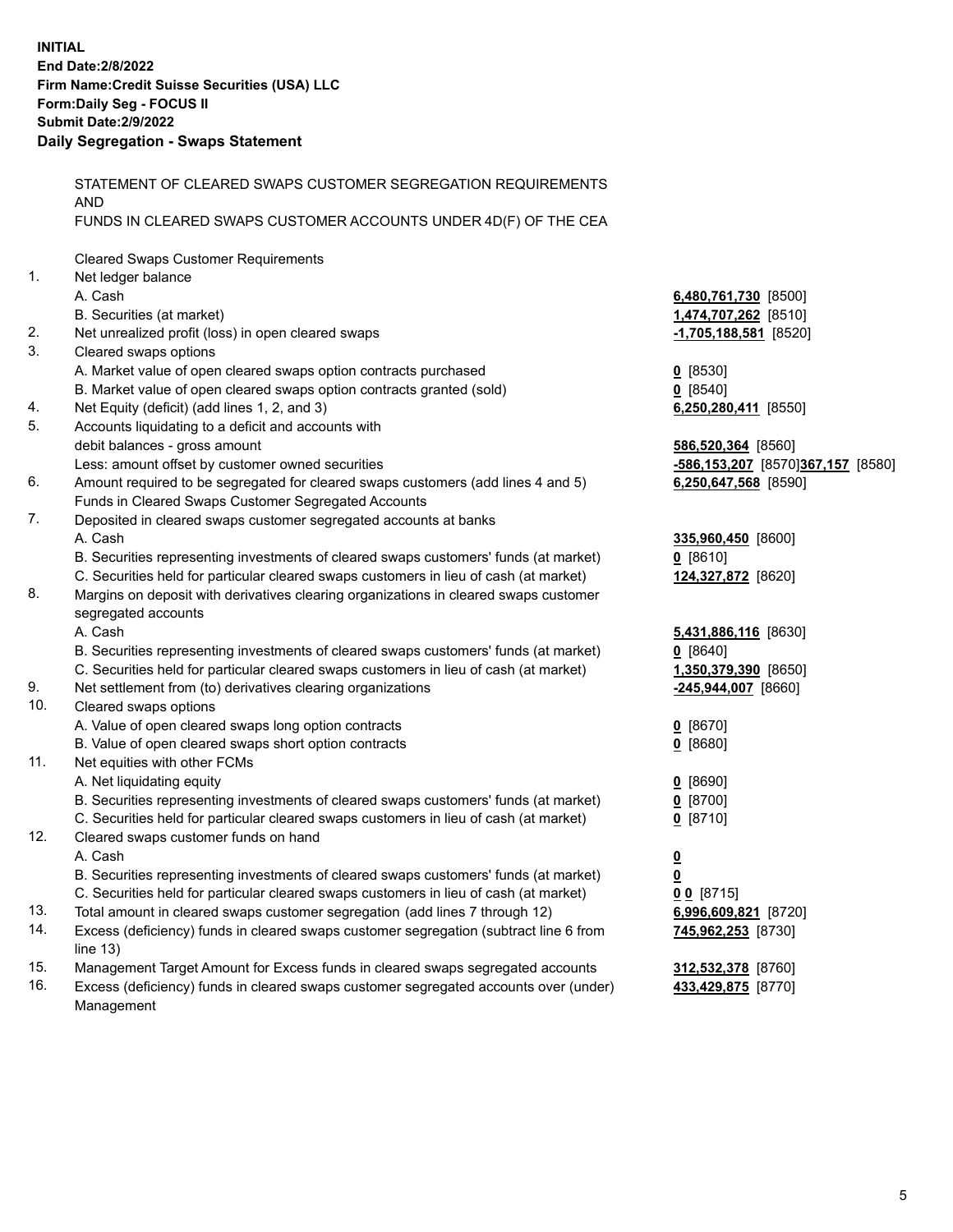**INITIAL**
**End Date:2/8/2022**
**Firm Name:Credit Suisse Securities (USA) LLC**
**Form:Daily Seg - FOCUS II**
**Submit Date:2/9/2022**
**Daily Segregation - Swaps Statement**

STATEMENT OF CLEARED SWAPS CUSTOMER SEGREGATION REQUIREMENTS AND FUNDS IN CLEARED SWAPS CUSTOMER ACCOUNTS UNDER 4D(F) OF THE CEA

| | | |
|---|---|---|
| | Cleared Swaps Customer Requirements | |
| 1. | Net ledger balance | |
| | A. Cash | 6,480,761,730 [8500] |
| | B. Securities (at market) | 1,474,707,262 [8510] |
| 2. | Net unrealized profit (loss) in open cleared swaps | -1,705,188,581 [8520] |
| 3. | Cleared swaps options | |
| | A. Market value of open cleared swaps option contracts purchased | 0 [8530] |
| | B. Market value of open cleared swaps option contracts granted (sold) | 0 [8540] |
| 4. | Net Equity (deficit) (add lines 1, 2, and 3) | 6,250,280,411 [8550] |
| 5. | Accounts liquidating to a deficit and accounts with debit balances - gross amount | 586,520,364 [8560] |
| | Less: amount offset by customer owned securities | -586,153,207 [8570] 367,157 [8580] |
| 6. | Amount required to be segregated for cleared swaps customers (add lines 4 and 5) | 6,250,647,568 [8590] |
| | Funds in Cleared Swaps Customer Segregated Accounts | |
| 7. | Deposited in cleared swaps customer segregated accounts at banks | |
| | A. Cash | 335,960,450 [8600] |
| | B. Securities representing investments of cleared swaps customers' funds (at market) | 0 [8610] |
| | C. Securities held for particular cleared swaps customers in lieu of cash (at market) | 124,327,872 [8620] |
| 8. | Margins on deposit with derivatives clearing organizations in cleared swaps customer segregated accounts | |
| | A. Cash | 5,431,886,116 [8630] |
| | B. Securities representing investments of cleared swaps customers' funds (at market) | 0 [8640] |
| | C. Securities held for particular cleared swaps customers in lieu of cash (at market) | 1,350,379,390 [8650] |
| 9. | Net settlement from (to) derivatives clearing organizations | -245,944,007 [8660] |
| 10. | Cleared swaps options | |
| | A. Value of open cleared swaps long option contracts | 0 [8670] |
| | B. Value of open cleared swaps short option contracts | 0 [8680] |
| 11. | Net equities with other FCMs | |
| | A. Net liquidating equity | 0 [8690] |
| | B. Securities representing investments of cleared swaps customers' funds (at market) | 0 [8700] |
| | C. Securities held for particular cleared swaps customers in lieu of cash (at market) | 0 [8710] |
| 12. | Cleared swaps customer funds on hand | |
| | A. Cash | 0 |
| | B. Securities representing investments of cleared swaps customers' funds (at market) | 0 |
| | C. Securities held for particular cleared swaps customers in lieu of cash (at market) | 0 0 [8715] |
| 13. | Total amount in cleared swaps customer segregation (add lines 7 through 12) | 6,996,609,821 [8720] |
| 14. | Excess (deficiency) funds in cleared swaps customer segregation (subtract line 6 from line 13) | 745,962,253 [8730] |
| 15. | Management Target Amount for Excess funds in cleared swaps segregated accounts | 312,532,378 [8760] |
| 16. | Excess (deficiency) funds in cleared swaps customer segregated accounts over (under) Management | 433,429,875 [8770] |